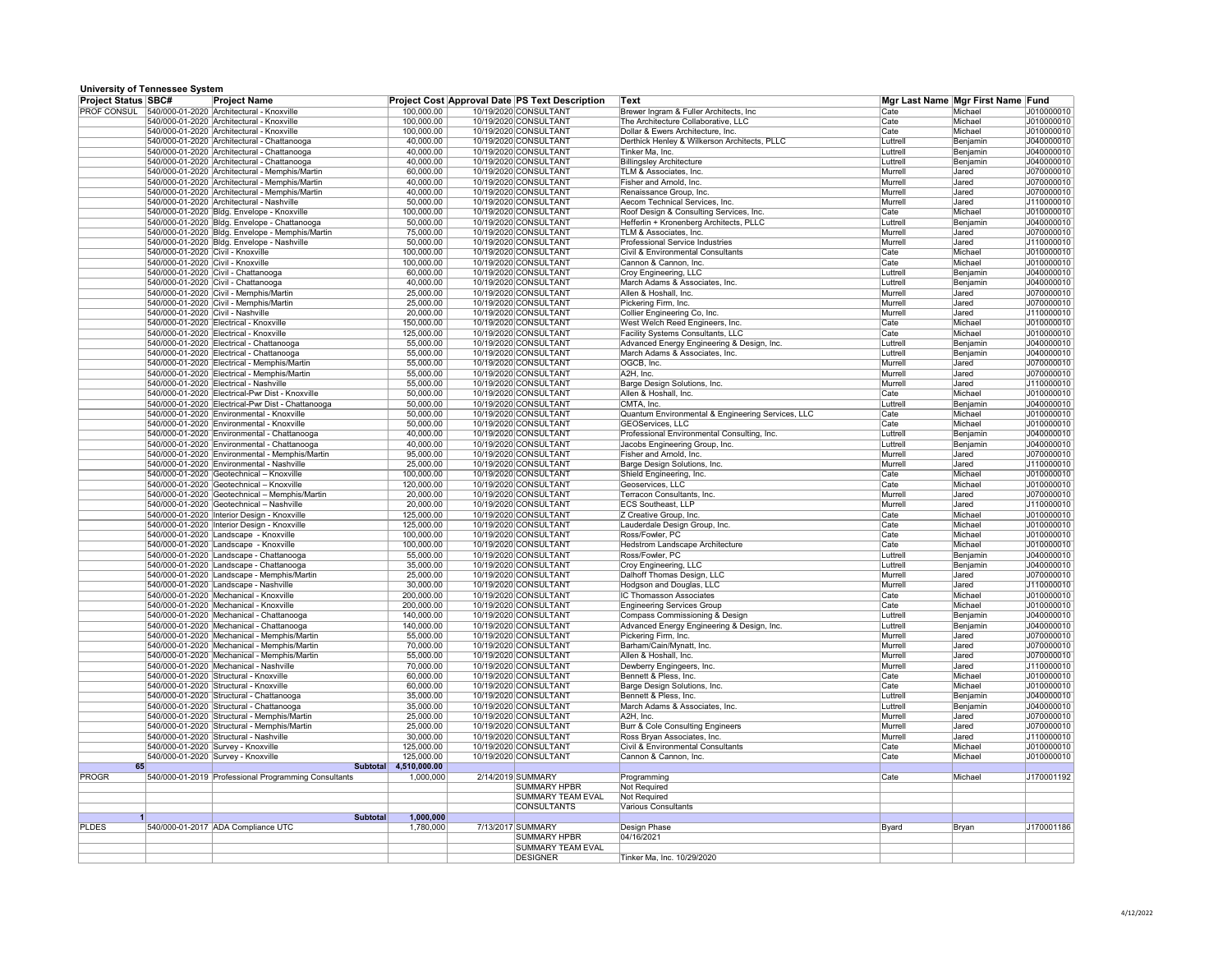**University of Tennessee System**

| Project Status | SBC# | Project Name | Project Cost | Approval Date | PS Text Description | Text | Mgr Last Name | Mgr First Name | Fund |
|---|---|---|---|---|---|---|---|---|---|
| PROF CONSUL | 540/000-01-2020 | Architectural - Knoxville | 100,000.00 | 10/19/2020 | CONSULTANT | Brewer Ingram & Fuller Architects, Inc | Cate | Michael | J010000010 |
| | 540/000-01-2020 | Architectural - Knoxville | 100,000.00 | 10/19/2020 | CONSULTANT | The Architecture Collaborative, LLC | Cate | Michael | J010000010 |
| | 540/000-01-2020 | Architectural - Knoxville | 100,000.00 | 10/19/2020 | CONSULTANT | Dollar & Ewers Architecture, Inc. | Cate | Michael | J010000010 |
| | 540/000-01-2020 | Architectural - Chattanooga | 40,000.00 | 10/19/2020 | CONSULTANT | Derthick Henley & Wilkerson Architects, PLLC | Luttrell | Benjamin | J040000010 |
| | 540/000-01-2020 | Architectural - Chattanooga | 40,000.00 | 10/19/2020 | CONSULTANT | Tinker Ma, Inc. | Luttrell | Benjamin | J040000010 |
| | 540/000-01-2020 | Architectural - Chattanooga | 40,000.00 | 10/19/2020 | CONSULTANT | Billingsley Architecture | Luttrell | Benjamin | J040000010 |
| | 540/000-01-2020 | Architectural - Memphis/Martin | 60,000.00 | 10/19/2020 | CONSULTANT | TLM & Associates, Inc. | Murrell | Jared | J070000010 |
| | 540/000-01-2020 | Architectural - Memphis/Martin | 40,000.00 | 10/19/2020 | CONSULTANT | Fisher and Arnold, Inc. | Murrell | Jared | J070000010 |
| | 540/000-01-2020 | Architectural - Memphis/Martin | 40,000.00 | 10/19/2020 | CONSULTANT | Renaissance Group, Inc. | Murrell | Jared | J070000010 |
| | 540/000-01-2020 | Architectural - Nashville | 50,000.00 | 10/19/2020 | CONSULTANT | Aecom Technical Services, Inc. | Murrell | Jared | J110000010 |
| | 540/000-01-2020 | Bldg. Envelope - Knoxville | 100,000.00 | 10/19/2020 | CONSULTANT | Roof Design & Consulting Services, Inc. | Cate | Michael | J010000010 |
| | 540/000-01-2020 | Bldg. Envelope - Chattanooga | 50,000.00 | 10/19/2020 | CONSULTANT | Hefferlin + Kronenberg Architects, PLLC | Luttrell | Benjamin | J040000010 |
| | 540/000-01-2020 | Bldg. Envelope - Memphis/Martin | 75,000.00 | 10/19/2020 | CONSULTANT | TLM & Associates, Inc. | Murrell | Jared | J070000010 |
| | 540/000-01-2020 | Bldg. Envelope - Nashville | 50,000.00 | 10/19/2020 | CONSULTANT | Professional Service Industries | Murrell | Jared | J110000010 |
| | 540/000-01-2020 | Civil - Knoxville | 100,000.00 | 10/19/2020 | CONSULTANT | Civil & Environmental Consultants | Cate | Michael | J010000010 |
| | 540/000-01-2020 | Civil - Knoxville | 100,000.00 | 10/19/2020 | CONSULTANT | Cannon & Cannon, Inc. | Cate | Michael | J010000010 |
| | 540/000-01-2020 | Civil - Chattanooga | 60,000.00 | 10/19/2020 | CONSULTANT | Croy Engineering, LLC | Luttrell | Benjamin | J040000010 |
| | 540/000-01-2020 | Civil - Chattanooga | 40,000.00 | 10/19/2020 | CONSULTANT | March Adams & Associates, Inc. | Luttrell | Benjamin | J040000010 |
| | 540/000-01-2020 | Civil - Memphis/Martin | 25,000.00 | 10/19/2020 | CONSULTANT | Allen & Hoshall, Inc. | Murrell | Jared | J070000010 |
| | 540/000-01-2020 | Civil - Memphis/Martin | 25,000.00 | 10/19/2020 | CONSULTANT | Pickering Firm, Inc. | Murrell | Jared | J070000010 |
| | 540/000-01-2020 | Civil - Nashville | 20,000.00 | 10/19/2020 | CONSULTANT | Collier Engineering Co, Inc. | Murrell | Jared | J110000010 |
| | 540/000-01-2020 | Electrical - Knoxville | 150,000.00 | 10/19/2020 | CONSULTANT | West Welch Reed Engineers, Inc. | Cate | Michael | J010000010 |
| | 540/000-01-2020 | Electrical - Knoxville | 125,000.00 | 10/19/2020 | CONSULTANT | Facility Systems Consultants, LLC | Cate | Michael | J010000010 |
| | 540/000-01-2020 | Electrical - Chattanooga | 55,000.00 | 10/19/2020 | CONSULTANT | Advanced Energy Engineering & Design, Inc. | Luttrell | Benjamin | J040000010 |
| | 540/000-01-2020 | Electrical - Chattanooga | 55,000.00 | 10/19/2020 | CONSULTANT | March Adams & Associates, Inc. | Luttrell | Benjamin | J040000010 |
| | 540/000-01-2020 | Electrical - Memphis/Martin | 55,000.00 | 10/19/2020 | CONSULTANT | OGCB, Inc. | Murrell | Jared | J070000010 |
| | 540/000-01-2020 | Electrical - Memphis/Martin | 55,000.00 | 10/19/2020 | CONSULTANT | A2H, Inc. | Murrell | Jared | J070000010 |
| | 540/000-01-2020 | Electrical - Nashville | 55,000.00 | 10/19/2020 | CONSULTANT | Barge Design Solutions, Inc. | Murrell | Jared | J110000010 |
| | 540/000-01-2020 | Electrical-Pwr Dist - Knoxville | 50,000.00 | 10/19/2020 | CONSULTANT | Allen & Hoshall, Inc. | Cate | Michael | J010000010 |
| | 540/000-01-2020 | Electrical-Pwr Dist - Chattanooga | 50,000.00 | 10/19/2020 | CONSULTANT | CMTA, Inc. | Luttrell | Benjamin | J040000010 |
| | 540/000-01-2020 | Environmental - Knoxville | 50,000.00 | 10/19/2020 | CONSULTANT | Quantum Environmental & Engineering Services, LLC | Cate | Michael | J010000010 |
| | 540/000-01-2020 | Environmental - Knoxville | 50,000.00 | 10/19/2020 | CONSULTANT | GEOServices, LLC | Cate | Michael | J010000010 |
| | 540/000-01-2020 | Environmental - Chattanooga | 40,000.00 | 10/19/2020 | CONSULTANT | Professional Environmental Consulting, Inc. | Luttrell | Benjamin | J040000010 |
| | 540/000-01-2020 | Environmental - Chattanooga | 40,000.00 | 10/19/2020 | CONSULTANT | Jacobs Engineering Group, Inc. | Luttrell | Benjamin | J040000010 |
| | 540/000-01-2020 | Environmental - Memphis/Martin | 95,000.00 | 10/19/2020 | CONSULTANT | Fisher and Arnold, Inc. | Murrell | Jared | J070000010 |
| | 540/000-01-2020 | Environmental - Nashville | 25,000.00 | 10/19/2020 | CONSULTANT | Barge Design Solutions, Inc. | Murrell | Jared | J110000010 |
| | 540/000-01-2020 | Geotechnical – Knoxville | 100,000.00 | 10/19/2020 | CONSULTANT | Shield Engineering, Inc. | Cate | Michael | J010000010 |
| | 540/000-01-2020 | Geotechnical – Knoxville | 120,000.00 | 10/19/2020 | CONSULTANT | Geoservices, LLC | Cate | Michael | J010000010 |
| | 540/000-01-2020 | Geotechnical – Memphis/Martin | 20,000.00 | 10/19/2020 | CONSULTANT | Terracon Consultants, Inc. | Murrell | Jared | J070000010 |
| | 540/000-01-2020 | Geotechnical – Nashville | 20,000.00 | 10/19/2020 | CONSULTANT | ECS Southeast, LLP | Murrell | Jared | J110000010 |
| | 540/000-01-2020 | Interior Design - Knoxville | 125,000.00 | 10/19/2020 | CONSULTANT | Z Creative Group, Inc. | Cate | Michael | J010000010 |
| | 540/000-01-2020 | Interior Design - Knoxville | 125,000.00 | 10/19/2020 | CONSULTANT | Lauderdale Design Group, Inc. | Cate | Michael | J010000010 |
| | 540/000-01-2020 | Landscape - Knoxville | 100,000.00 | 10/19/2020 | CONSULTANT | Ross/Fowler, PC | Cate | Michael | J010000010 |
| | 540/000-01-2020 | Landscape - Knoxville | 100,000.00 | 10/19/2020 | CONSULTANT | Hedstrom Landscape Architecture | Cate | Michael | J010000010 |
| | 540/000-01-2020 | Landscape - Chattanooga | 55,000.00 | 10/19/2020 | CONSULTANT | Ross/Fowler, PC | Luttrell | Benjamin | J040000010 |
| | 540/000-01-2020 | Landscape - Chattanooga | 35,000.00 | 10/19/2020 | CONSULTANT | Croy Engineering, LLC | Luttrell | Benjamin | J040000010 |
| | 540/000-01-2020 | Landscape - Memphis/Martin | 25,000.00 | 10/19/2020 | CONSULTANT | Dalhoff Thomas Design, LLC | Murrell | Jared | J070000010 |
| | 540/000-01-2020 | Landscape - Nashville | 30,000.00 | 10/19/2020 | CONSULTANT | Hodgson and Douglas, LLC | Murrell | Jared | J110000010 |
| | 540/000-01-2020 | Mechanical - Knoxville | 200,000.00 | 10/19/2020 | CONSULTANT | IC Thomasson Associates | Cate | Michael | J010000010 |
| | 540/000-01-2020 | Mechanical - Knoxville | 200,000.00 | 10/19/2020 | CONSULTANT | Engineering Services Group | Cate | Michael | J010000010 |
| | 540/000-01-2020 | Mechanical - Chattanooga | 140,000.00 | 10/19/2020 | CONSULTANT | Compass Commissioning & Design | Luttrell | Benjamin | J040000010 |
| | 540/000-01-2020 | Mechanical - Chattanooga | 140,000.00 | 10/19/2020 | CONSULTANT | Advanced Energy Engineering & Design, Inc. | Luttrell | Benjamin | J040000010 |
| | 540/000-01-2020 | Mechanical - Memphis/Martin | 55,000.00 | 10/19/2020 | CONSULTANT | Pickering Firm, Inc. | Murrell | Jared | J070000010 |
| | 540/000-01-2020 | Mechanical - Memphis/Martin | 70,000.00 | 10/19/2020 | CONSULTANT | Barham/Cain/Mynatt, Inc. | Murrell | Jared | J070000010 |
| | 540/000-01-2020 | Mechanical - Memphis/Martin | 55,000.00 | 10/19/2020 | CONSULTANT | Allen & Hoshall, Inc. | Murrell | Jared | J070000010 |
| | 540/000-01-2020 | Mechanical - Nashville | 70,000.00 | 10/19/2020 | CONSULTANT | Dewberry Engingeers, Inc. | Murrell | Jared | J110000010 |
| | 540/000-01-2020 | Structural - Knoxville | 60,000.00 | 10/19/2020 | CONSULTANT | Bennett & Pless, Inc. | Cate | Michael | J010000010 |
| | 540/000-01-2020 | Structural - Knoxville | 60,000.00 | 10/19/2020 | CONSULTANT | Barge Design Solutions, Inc. | Cate | Michael | J010000010 |
| | 540/000-01-2020 | Structural - Chattanooga | 35,000.00 | 10/19/2020 | CONSULTANT | Bennett & Pless, Inc. | Luttrell | Benjamin | J040000010 |
| | 540/000-01-2020 | Structural - Chattanooga | 35,000.00 | 10/19/2020 | CONSULTANT | March Adams & Associates, Inc. | Luttrell | Benjamin | J040000010 |
| | 540/000-01-2020 | Structural - Memphis/Martin | 25,000.00 | 10/19/2020 | CONSULTANT | A2H, Inc. | Murrell | Jared | J070000010 |
| | 540/000-01-2020 | Structural - Memphis/Martin | 25,000.00 | 10/19/2020 | CONSULTANT | Burr & Cole Consulting Engineers | Murrell | Jared | J070000010 |
| | 540/000-01-2020 | Structural - Nashville | 30,000.00 | 10/19/2020 | CONSULTANT | Ross Bryan Associates, Inc. | Murrell | Jared | J110000010 |
| | 540/000-01-2020 | Survey - Knoxville | 125,000.00 | 10/19/2020 | CONSULTANT | Civil & Environmental Consultants | Cate | Michael | J010000010 |
| | 540/000-01-2020 | Survey - Knoxville | 125,000.00 | 10/19/2020 | CONSULTANT | Cannon & Cannon, Inc. | Cate | Michael | J010000010 |
| 65 | | Subtotal | 4,510,000.00 | | | | | | |
| PROGR | 540/000-01-2019 | Professional Programming Consultants | 1,000,000 | 2/14/2019 | SUMMARY | Programming | Cate | Michael | J170001192 |
| | | | | | SUMMARY HPBR | Not Required | | | |
| | | | | | SUMMARY TEAM EVAL | Not Required | | | |
| | | | | | CONSULTANTS | Various Consultants | | | |
| 1 | | Subtotal | 1,000,000 | | | | | | |
| PLDES | 540/000-01-2017 | ADA Compliance UTC | 1,780,000 | 7/13/2017 | SUMMARY | Design Phase | Byard | Bryan | J170001186 |
| | | | | | SUMMARY HPBR | 04/16/2021 | | | |
| | | | | | SUMMARY TEAM EVAL | | | | |
| | | | | | DESIGNER | Tinker Ma, Inc. 10/29/2020 | | | |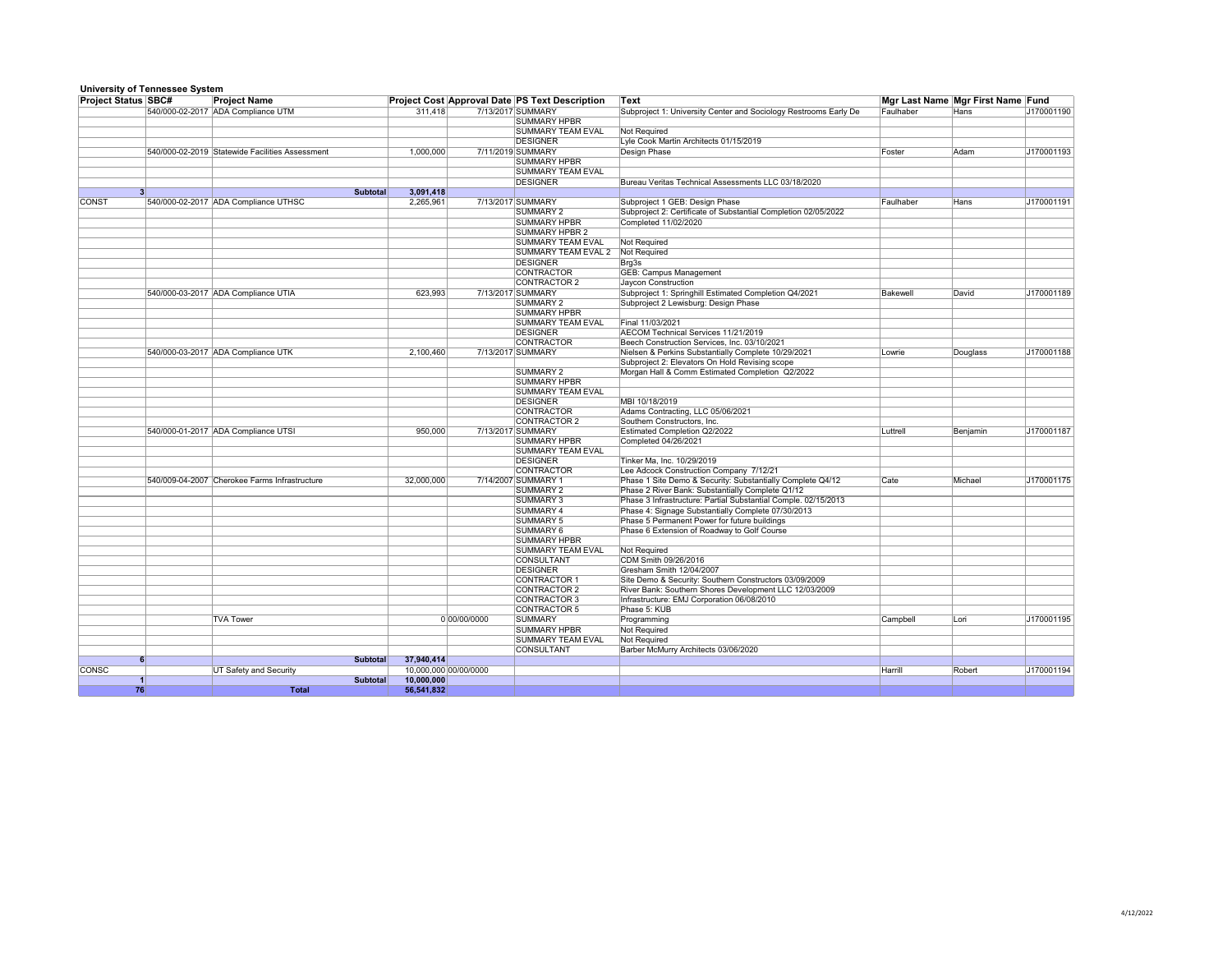**University of Tennessee System**

| Project Status | SBC# | Project Name | Project Cost | Approval Date | PS Text Description | Text | Mgr Last Name | Mgr First Name | Fund |
|---|---|---|---|---|---|---|---|---|---|
| | 540/000-02-2017 | ADA Compliance UTM | 311,418 | 7/13/2017 | SUMMARY | Subproject 1: University Center and Sociology Restrooms Early De | Faulhaber | Hans | J170001190 |
| | | | | | SUMMARY HPBR | | | | |
| | | | | | SUMMARY TEAM EVAL | Not Required | | | |
| | | | | | DESIGNER | Lyle Cook Martin Architects 01/15/2019 | | | |
| | 540/000-02-2019 | Statewide Facilities Assessment | 1,000,000 | 7/11/2019 | SUMMARY | Design Phase | Foster | Adam | J170001193 |
| | | | | | SUMMARY HPBR | | | | |
| | | | | | SUMMARY TEAM EVAL | | | | |
| | | | | | DESIGNER | Bureau Veritas Technical Assessments LLC 03/18/2020 | | | |
| **3** | | **Subtotal** | **3,091,418** | | | | | | |
| CONST | 540/000-02-2017 | ADA Compliance UTHSC | 2,265,961 | 7/13/2017 | SUMMARY | Subproject 1 GEB: Design Phase | Faulhaber | Hans | J170001191 |
| | | | | | SUMMARY 2 | Subproject 2: Certificate of Substantial Completion 02/05/2022 | | | |
| | | | | | SUMMARY HPBR | Completed 11/02/2020 | | | |
| | | | | | SUMMARY HPBR 2 | | | | |
| | | | | | SUMMARY TEAM EVAL | Not Required | | | |
| | | | | | SUMMARY TEAM EVAL 2 | Not Required | | | |
| | | | | | DESIGNER | Brg3s | | | |
| | | | | | CONTRACTOR | GEB: Campus Management | | | |
| | | | | | CONTRACTOR 2 | Jaycon Construction | | | |
| | 540/000-03-2017 | ADA Compliance UTIA | 623,993 | 7/13/2017 | SUMMARY | Subproject 1: Springhill Estimated Completion Q4/2021 | Bakewell | David | J170001189 |
| | | | | | SUMMARY 2 | Subproject 2 Lewisburg: Design Phase | | | |
| | | | | | SUMMARY HPBR | | | | |
| | | | | | SUMMARY TEAM EVAL | Final 11/03/2021 | | | |
| | | | | | DESIGNER | AECOM Technical Services 11/21/2019 | | | |
| | | | | | CONTRACTOR | Beech Construction Services, Inc. 03/10/2021 | | | |
| | 540/000-03-2017 | ADA Compliance UTK | 2,100,460 | 7/13/2017 | SUMMARY | Nielsen & Perkins Substantially Complete 10/29/2021 | Lowrie | Douglass | J170001188 |
| | | | | | | Subproject 2: Elevators On Hold Revising scope | | | |
| | | | | | SUMMARY 2 | Morgan Hall & Comm Estimated Completion Q2/2022 | | | |
| | | | | | SUMMARY HPBR | | | | |
| | | | | | SUMMARY TEAM EVAL | | | | |
| | | | | | DESIGNER | MBI 10/18/2019 | | | |
| | | | | | CONTRACTOR | Adams Contracting, LLC 05/06/2021 | | | |
| | | | | | CONTRACTOR 2 | Southern Constructors, Inc. | | | |
| | 540/000-01-2017 | ADA Compliance UTSI | 950,000 | 7/13/2017 | SUMMARY | Estimated Completion Q2/2022 | Luttrell | Benjamin | J170001187 |
| | | | | | SUMMARY HPBR | Completed 04/26/2021 | | | |
| | | | | | SUMMARY TEAM EVAL | | | | |
| | | | | | DESIGNER | Tinker Ma, Inc. 10/29/2019 | | | |
| | | | | | CONTRACTOR | Lee Adcock Construction Company 7/12/21 | | | |
| | 540/009-04-2007 | Cherokee Farms Infrastructure | 32,000,000 | 7/14/2007 | SUMMARY 1 | Phase 1 Site Demo & Security: Substantially Complete Q4/12 | Cate | Michael | J170001175 |
| | | | | | SUMMARY 2 | Phase 2 River Bank: Substantially Complete Q1/12 | | | |
| | | | | | SUMMARY 3 | Phase 3 Infrastructure: Partial Substantial Comple. 02/15/2013 | | | |
| | | | | | SUMMARY 4 | Phase 4: Signage Substantially Complete 07/30/2013 | | | |
| | | | | | SUMMARY 5 | Phase 5 Permanent Power for future buildings | | | |
| | | | | | SUMMARY 6 | Phase 6 Extension of Roadway to Golf Course | | | |
| | | | | | SUMMARY HPBR | | | | |
| | | | | | SUMMARY TEAM EVAL | Not Required | | | |
| | | | | | CONSULTANT | CDM Smith 09/26/2016 | | | |
| | | | | | DESIGNER | Gresham Smith 12/04/2007 | | | |
| | | | | | CONTRACTOR 1 | Site Demo & Security: Southern Constructors 03/09/2009 | | | |
| | | | | | CONTRACTOR 2 | River Bank: Southern Shores Development LLC 12/03/2009 | | | |
| | | | | | CONTRACTOR 3 | Infrastructure: EMJ Corporation 06/08/2010 | | | |
| | | | | | CONTRACTOR 5 | Phase 5: KUB | | | |
| | | TVA Tower | 0 | 00/00/0000 | SUMMARY | Programming | Campbell | Lori | J170001195 |
| | | | | | SUMMARY HPBR | Not Required | | | |
| | | | | | SUMMARY TEAM EVAL | Not Required | | | |
| | | | | | CONSULTANT | Barber McMurry Architects 03/06/2020 | | | |
| **6** | | **Subtotal** | **37,940,414** | | | | | | |
| CONSC | | UT Safety and Security | 10,000,000 | 00/00/0000 | | | Harrill | Robert | J170001194 |
| **1** | | **Subtotal** | **10,000,000** | | | | | | |
| **76** | | **Total** | **56,541,832** | | | | | | |